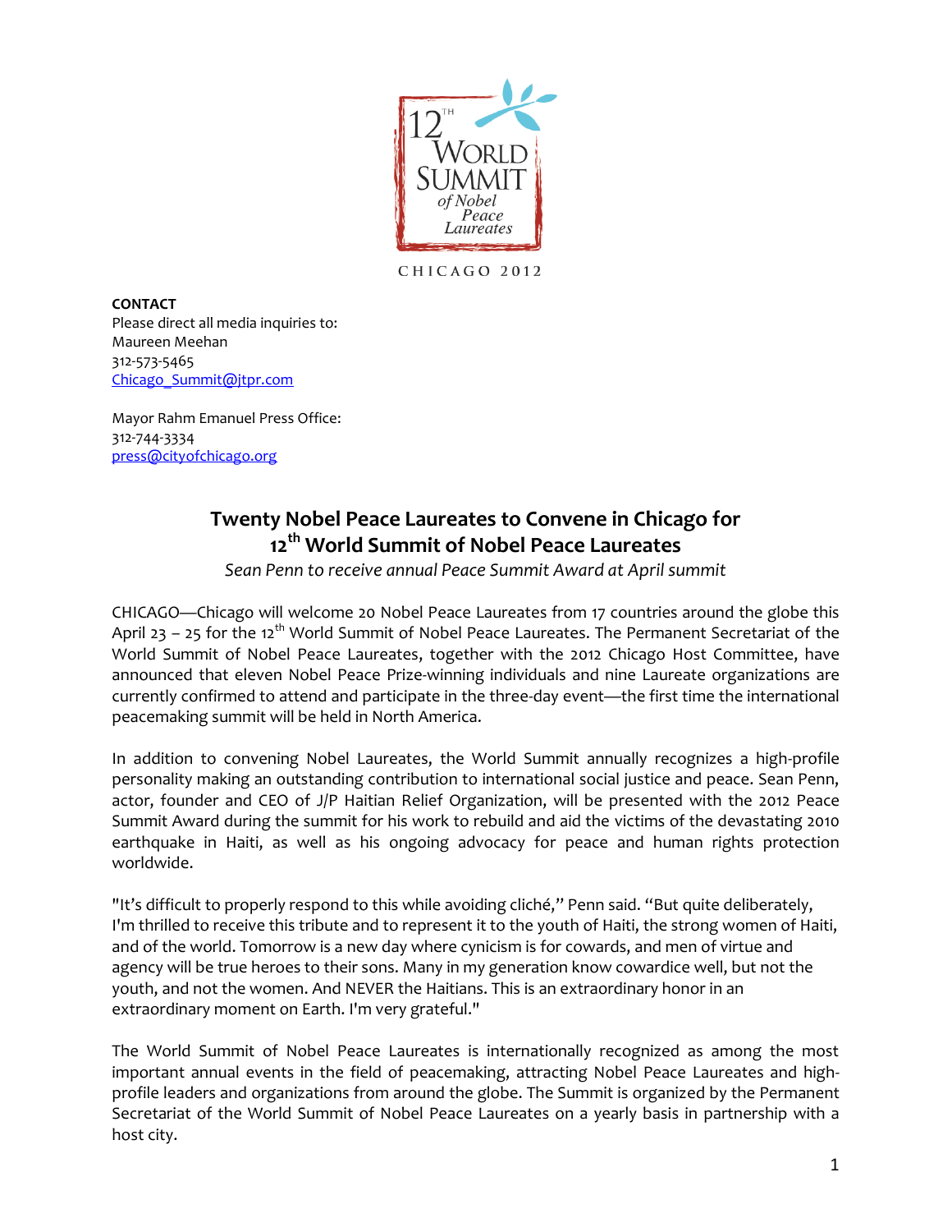12TH WORLD SUMMIT of Nobel Peace Laureates

CHICAGO 2012

**CONTACT**
Please direct all media inquiries to:
Maureen Meehan
312-573-5465
Chicago_Summit@jtpr.com

Mayor Rahm Emanuel Press Office:
312-744-3334
press@cityofchicago.org

## Twenty Nobel Peace Laureates to Convene in Chicago for 12th World Summit of Nobel Peace Laureates

*Sean Penn to receive annual Peace Summit Award at April summit*

CHICAGO—Chicago will welcome 20 Nobel Peace Laureates from 17 countries around the globe this April 23 – 25 for the 12th World Summit of Nobel Peace Laureates. The Permanent Secretariat of the World Summit of Nobel Peace Laureates, together with the 2012 Chicago Host Committee, have announced that eleven Nobel Peace Prize-winning individuals and nine Laureate organizations are currently confirmed to attend and participate in the three-day event—the first time the international peacemaking summit will be held in North America.

In addition to convening Nobel Laureates, the World Summit annually recognizes a high-profile personality making an outstanding contribution to international social justice and peace. Sean Penn, actor, founder and CEO of J/P Haitian Relief Organization, will be presented with the 2012 Peace Summit Award during the summit for his work to rebuild and aid the victims of the devastating 2010 earthquake in Haiti, as well as his ongoing advocacy for peace and human rights protection worldwide.

"It's difficult to properly respond to this while avoiding cliché," Penn said. "But quite deliberately, I'm thrilled to receive this tribute and to represent it to the youth of Haiti, the strong women of Haiti, and of the world. Tomorrow is a new day where cynicism is for cowards, and men of virtue and agency will be true heroes to their sons. Many in my generation know cowardice well, but not the youth, and not the women. And NEVER the Haitians. This is an extraordinary honor in an extraordinary moment on Earth. I'm very grateful."

The World Summit of Nobel Peace Laureates is internationally recognized as among the most important annual events in the field of peacemaking, attracting Nobel Peace Laureates and high-profile leaders and organizations from around the globe. The Summit is organized by the Permanent Secretariat of the World Summit of Nobel Peace Laureates on a yearly basis in partnership with a host city.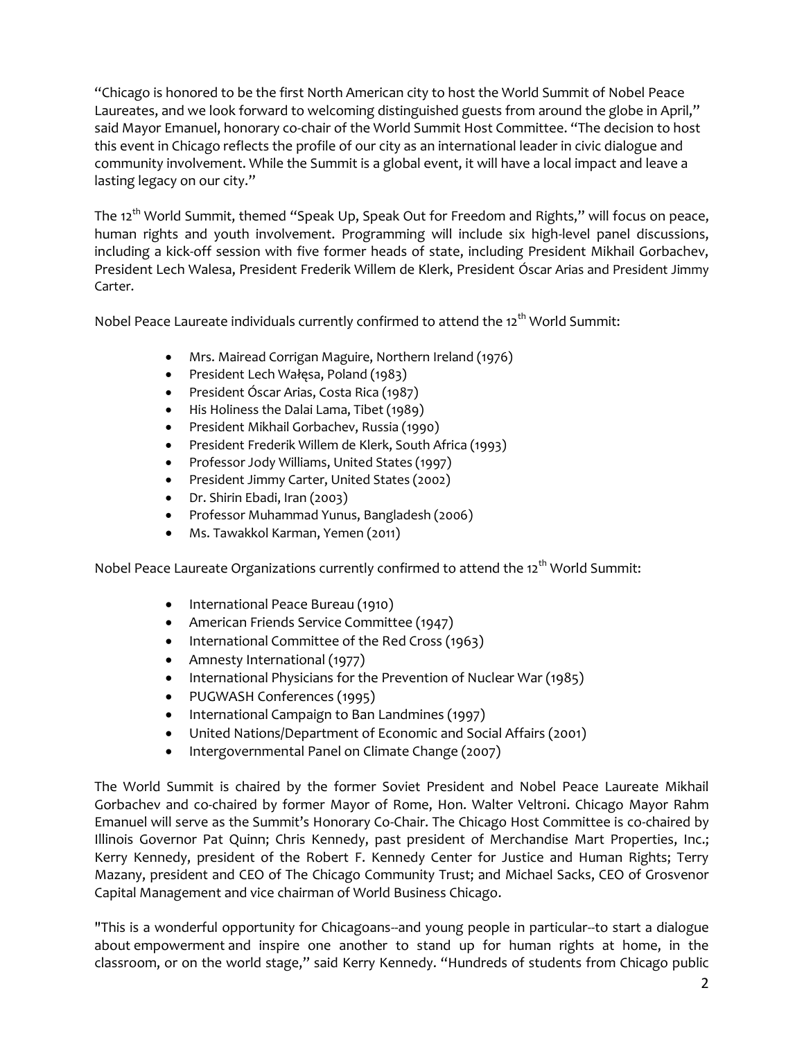"Chicago is honored to be the first North American city to host the World Summit of Nobel Peace Laureates, and we look forward to welcoming distinguished guests from around the globe in April," said Mayor Emanuel, honorary co-chair of the World Summit Host Committee. "The decision to host this event in Chicago reflects the profile of our city as an international leader in civic dialogue and community involvement. While the Summit is a global event, it will have a local impact and leave a lasting legacy on our city."

The 12th World Summit, themed "Speak Up, Speak Out for Freedom and Rights," will focus on peace, human rights and youth involvement. Programming will include six high-level panel discussions, including a kick-off session with five former heads of state, including President Mikhail Gorbachev, President Lech Walesa, President Frederik Willem de Klerk, President Óscar Arias and President Jimmy Carter.

Nobel Peace Laureate individuals currently confirmed to attend the 12th World Summit:

- Mrs. Mairead Corrigan Maguire, Northern Ireland (1976)
- President Lech Wałęsa, Poland (1983)
- President Óscar Arias, Costa Rica (1987)
- His Holiness the Dalai Lama, Tibet (1989)
- President Mikhail Gorbachev, Russia (1990)
- President Frederik Willem de Klerk, South Africa (1993)
- Professor Jody Williams, United States (1997)
- President Jimmy Carter, United States (2002)
- Dr. Shirin Ebadi, Iran (2003)
- Professor Muhammad Yunus, Bangladesh (2006)
- Ms. Tawakkol Karman, Yemen (2011)

Nobel Peace Laureate Organizations currently confirmed to attend the 12th World Summit:

- International Peace Bureau (1910)
- American Friends Service Committee (1947)
- International Committee of the Red Cross (1963)
- Amnesty International (1977)
- International Physicians for the Prevention of Nuclear War (1985)
- PUGWASH Conferences (1995)
- International Campaign to Ban Landmines (1997)
- United Nations/Department of Economic and Social Affairs (2001)
- Intergovernmental Panel on Climate Change (2007)

The World Summit is chaired by the former Soviet President and Nobel Peace Laureate Mikhail Gorbachev and co-chaired by former Mayor of Rome, Hon. Walter Veltroni. Chicago Mayor Rahm Emanuel will serve as the Summit's Honorary Co-Chair. The Chicago Host Committee is co-chaired by Illinois Governor Pat Quinn; Chris Kennedy, past president of Merchandise Mart Properties, Inc.; Kerry Kennedy, president of the Robert F. Kennedy Center for Justice and Human Rights; Terry Mazany, president and CEO of The Chicago Community Trust; and Michael Sacks, CEO of Grosvenor Capital Management and vice chairman of World Business Chicago.

"This is a wonderful opportunity for Chicagoans--and young people in particular--to start a dialogue about empowerment and inspire one another to stand up for human rights at home, in the classroom, or on the world stage," said Kerry Kennedy. "Hundreds of students from Chicago public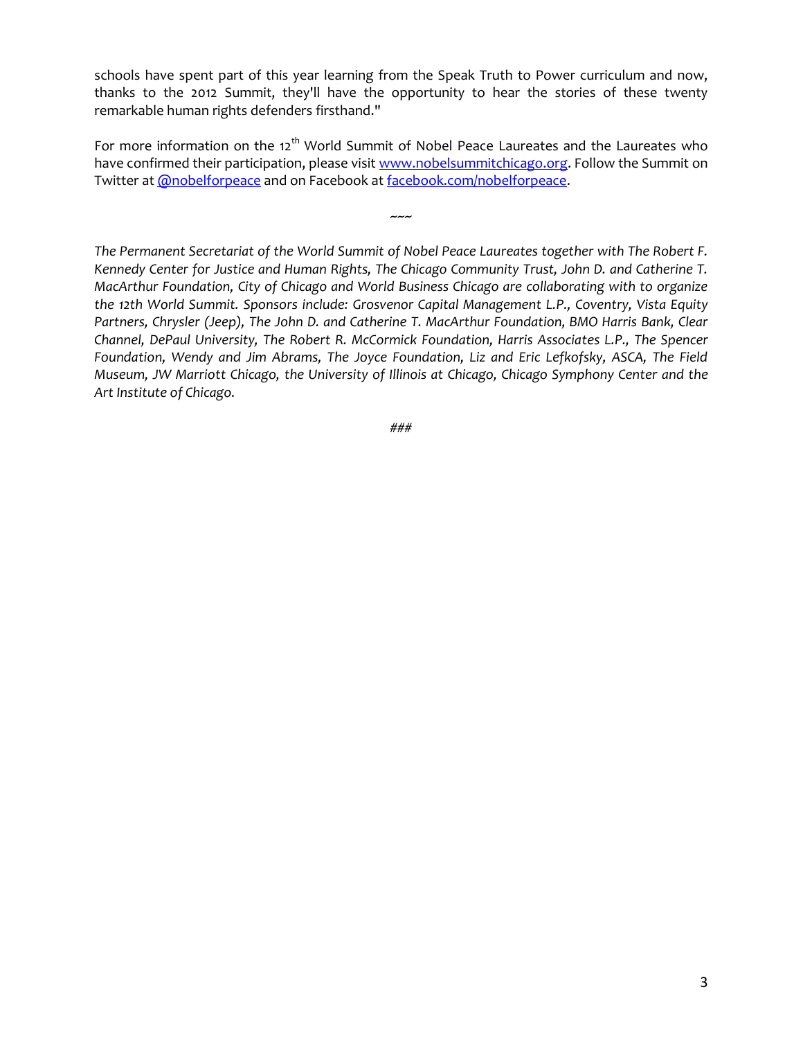schools have spent part of this year learning from the Speak Truth to Power curriculum and now, thanks to the 2012 Summit, they'll have the opportunity to hear the stories of these twenty remarkable human rights defenders firsthand."

For more information on the 12th World Summit of Nobel Peace Laureates and the Laureates who have confirmed their participation, please visit [www.nobelsummitchicago.org](http://www.nobelsummitchicago.org). Follow the Summit on Twitter at [@nobelforpeace](https://twitter.com/nobelforpeace) and on Facebook at [facebook.com/nobelforpeace](https://facebook.com/nobelforpeace).

~~~

*The Permanent Secretariat of the World Summit of Nobel Peace Laureates together with The Robert F. Kennedy Center for Justice and Human Rights, The Chicago Community Trust, John D. and Catherine T. MacArthur Foundation, City of Chicago and World Business Chicago are collaborating with to organize the 12th World Summit. Sponsors include: Grosvenor Capital Management L.P., Coventry, Vista Equity Partners, Chrysler (Jeep), The John D. and Catherine T. MacArthur Foundation, BMO Harris Bank, Clear Channel, DePaul University, The Robert R. McCormick Foundation, Harris Associates L.P., The Spencer Foundation, Wendy and Jim Abrams, The Joyce Foundation, Liz and Eric Lefkofsky, ASCA, The Field Museum, JW Marriott Chicago, the University of Illinois at Chicago, Chicago Symphony Center and the Art Institute of Chicago.*

###